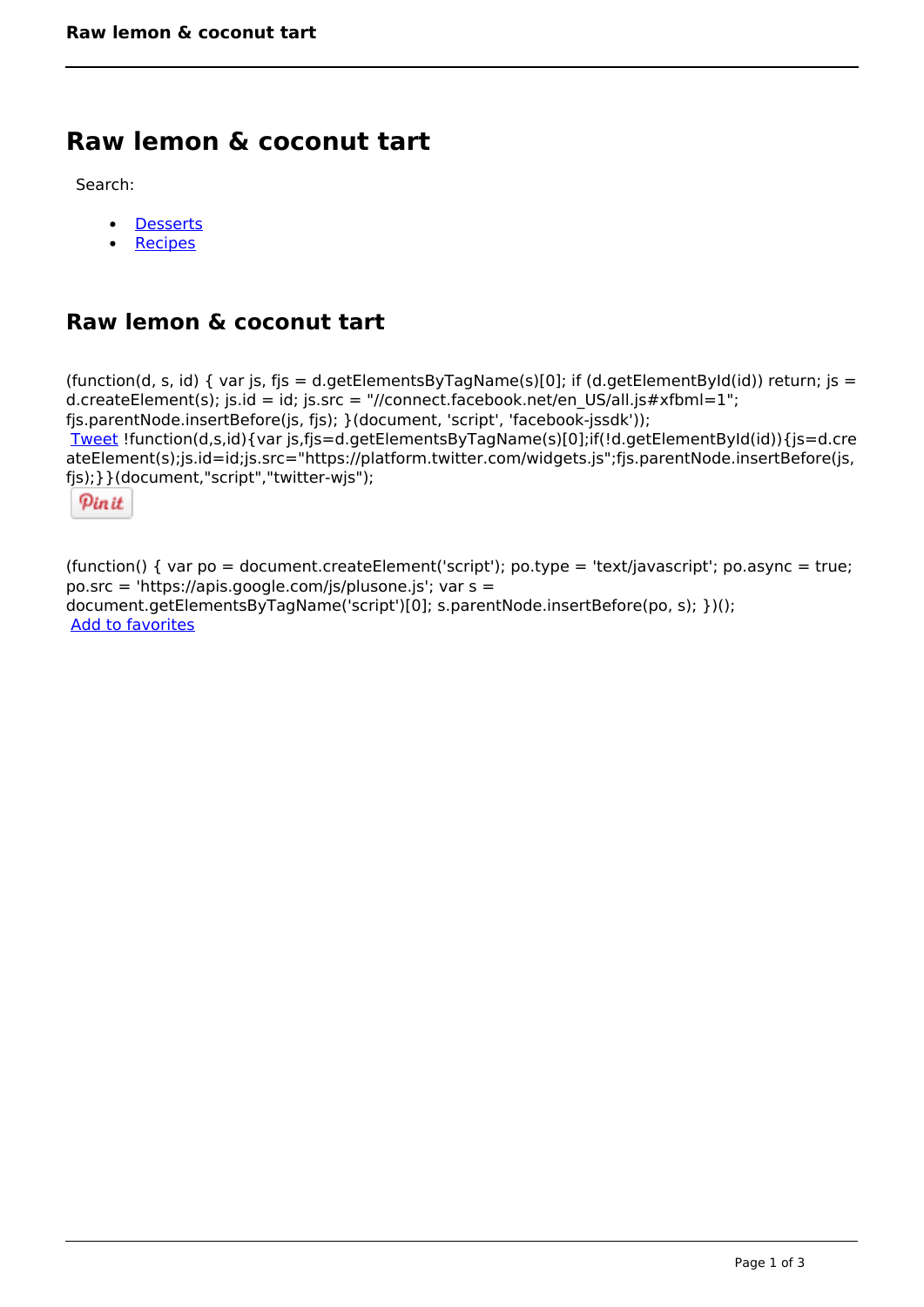# Raw lemon & coconut tart

Search:

- Desserts
- Recipes

## Raw lemon & coconut tart

(function(d, s, id) { var js, fjs = d.getElementsByTagName(s)[0]; if (d.getElementById(id)) return; js = d.createElement(s); js.id = id; js.src = "//connect.facebook.net/en_US/all.js#xfbml=1"; fjs.parentNode.insertBefore(js, fjs); }(document, 'script', 'facebook-jssdk'));
Tweet !function(d,s,id){var js,fjs=d.getElementsByTagName(s)[0];if(!d.getElementById(id)){js=d.createElement(s);js.id=id;js.src="https://platform.twitter.com/widgets.js";fjs.parentNode.insertBefore(js,fjs);}}(document,"script","twitter-wjs");

Pin it

(function() { var po = document.createElement('script'); po.type = 'text/javascript'; po.async = true; po.src = 'https://apis.google.com/js/plusone.js'; var s = document.getElementsByTagName('script')[0]; s.parentNode.insertBefore(po, s); })();
Add to favorites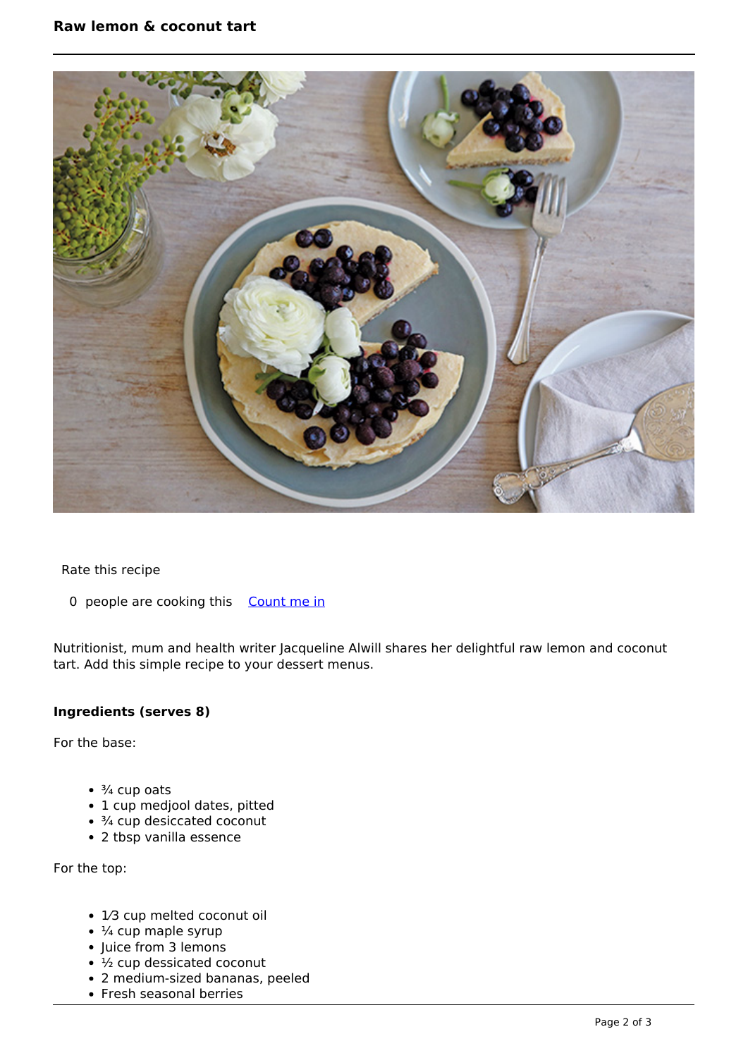# Raw lemon & coconut tart

Rate this recipe

0 people are cooking this Count me in

Nutritionist, mum and health writer Jacqueline Alwill shares her delightful raw lemon and coconut tart. Add this simple recipe to your dessert menus.

**Ingredients (serves 8)**

For the base:

- ¾ cup oats
- 1 cup medjool dates, pitted
- ¾ cup desiccated coconut
- 2 tbsp vanilla essence

For the top:

- 1⁄3 cup melted coconut oil
- ¼ cup maple syrup
- Juice from 3 lemons
- ½ cup dessicated coconut
- 2 medium-sized bananas, peeled
- Fresh seasonal berries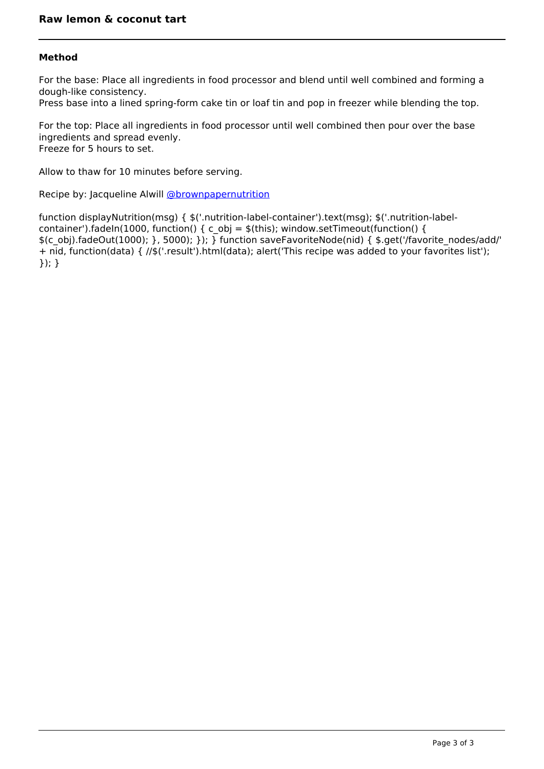**Raw lemon & coconut tart**

**Method**

For the base: Place all ingredients in food processor and blend until well combined and forming a dough-like consistency.
Press base into a lined spring-form cake tin or loaf tin and pop in freezer while blending the top.

For the top: Place all ingredients in food processor until well combined then pour over the base ingredients and spread evenly.
Freeze for 5 hours to set.

Allow to thaw for 10 minutes before serving.

Recipe by: Jacqueline Alwill @brownpapernutrition

```
function displayNutrition(msg) { $('.nutrition-label-container').text(msg); $('.nutrition-label-container').fadeIn(1000, function() { c_obj = $(this); window.setTimeout(function() { $(c_obj).fadeOut(1000); }, 5000); }); } function saveFavoriteNode(nid) { $.get('/favorite_nodes/add/' + nid, function(data) { //$('.result').html(data); alert('This recipe was added to your favorites list'); }); }
```